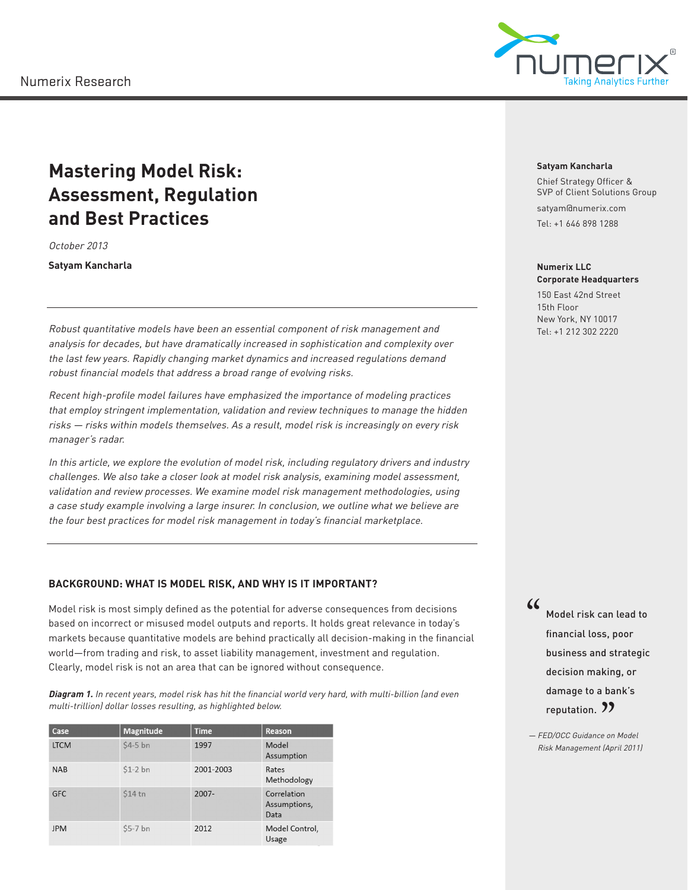Numerix Research

# Mastering Model Risk: Assessment, Regulation and Best Practices

*October 2013*

**Satyam Kancharla**

**Satyam Kancharla**

Chief Strategy Officer & SVP of Client Solutions Group

satyam@numerix.com

Tel: +1 646 898 1288

**Numerix LLC**
**Corporate Headquarters**

150 East 42nd Street
15th Floor
New York, NY 10017
Tel: +1 212 302 2220

---

*Robust quantitative models have been an essential component of risk management and analysis for decades, but have dramatically increased in sophistication and complexity over the last few years. Rapidly changing market dynamics and increased regulations demand robust financial models that address a broad range of evolving risks.*

*Recent high-profile model failures have emphasized the importance of modeling practices that employ stringent implementation, validation and review techniques to manage the hidden risks — risks within models themselves. As a result, model risk is increasingly on every risk manager's radar.*

*In this article, we explore the evolution of model risk, including regulatory drivers and industry challenges. We also take a closer look at model risk analysis, examining model assessment, validation and review processes. We examine model risk management methodologies, using a case study example involving a large insurer. In conclusion, we outline what we believe are the four best practices for model risk management in today's financial marketplace.*

---

## BACKGROUND: WHAT IS MODEL RISK, AND WHY IS IT IMPORTANT?

Model risk is most simply defined as the potential for adverse consequences from decisions based on incorrect or misused model outputs and reports. It holds great relevance in today's markets because quantitative models are behind practically all decision-making in the financial world—from trading and risk, to asset liability management, investment and regulation. Clearly, model risk is not an area that can be ignored without consequence.

> "Model risk can lead to financial loss, poor business and strategic decision making, or damage to a bank's reputation."
>
> — *FED/OCC Guidance on Model Risk Management (April 2011)*

***Diagram 1.*** *In recent years, model risk has hit the financial world very hard, with multi-billion (and even multi-trillion) dollar losses resulting, as highlighted below.*

| Case | Magnitude | Time | Reason |
|---|---|---|---|
| LTCM | $4-5 bn | 1997 | Model Assumption |
| NAB | $1-2 bn | 2001-2003 | Rates Methodology |
| GFC | $14 tn | 2007- | Correlation Assumptions, Data |
| JPM | $5-7 bn | 2012 | Model Control, Usage |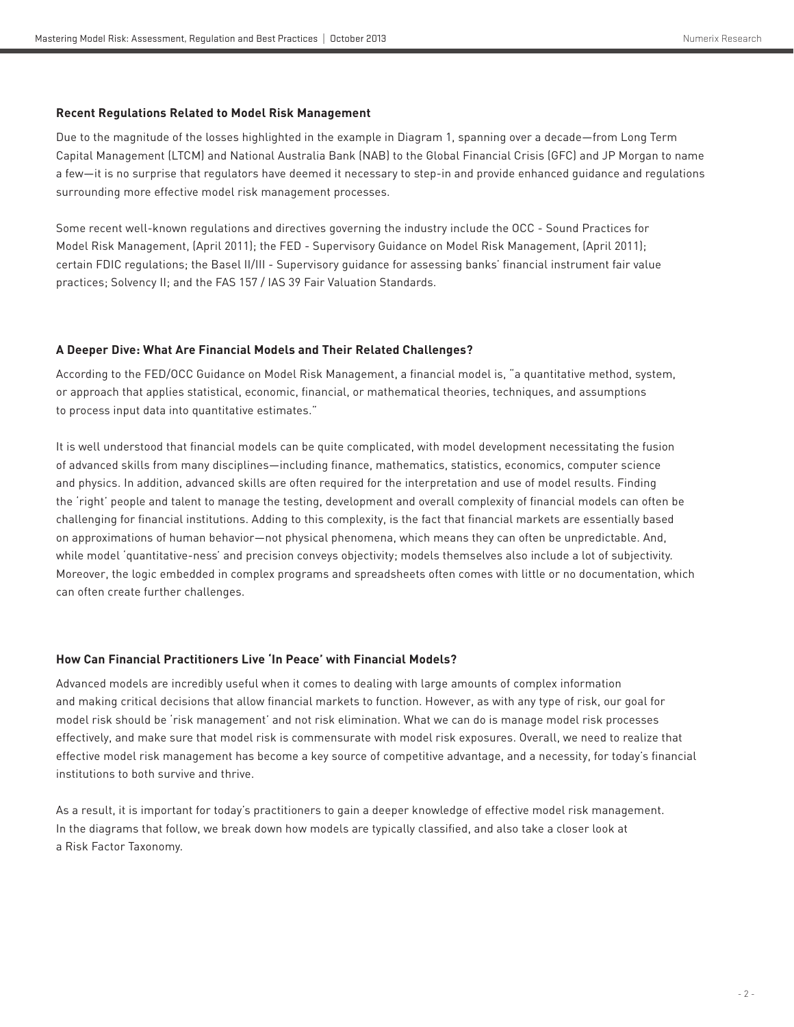### Recent Regulations Related to Model Risk Management

Due to the magnitude of the losses highlighted in the example in Diagram 1, spanning over a decade—from Long Term Capital Management (LTCM) and National Australia Bank (NAB) to the Global Financial Crisis (GFC) and JP Morgan to name a few—it is no surprise that regulators have deemed it necessary to step-in and provide enhanced guidance and regulations surrounding more effective model risk management processes.

Some recent well-known regulations and directives governing the industry include the OCC - Sound Practices for Model Risk Management, (April 2011); the FED - Supervisory Guidance on Model Risk Management, (April 2011); certain FDIC regulations; the Basel II/III - Supervisory guidance for assessing banks' financial instrument fair value practices; Solvency II; and the FAS 157 / IAS 39 Fair Valuation Standards.

### A Deeper Dive: What Are Financial Models and Their Related Challenges?

According to the FED/OCC Guidance on Model Risk Management, a financial model is, "a quantitative method, system, or approach that applies statistical, economic, financial, or mathematical theories, techniques, and assumptions to process input data into quantitative estimates."

It is well understood that financial models can be quite complicated, with model development necessitating the fusion of advanced skills from many disciplines—including finance, mathematics, statistics, economics, computer science and physics. In addition, advanced skills are often required for the interpretation and use of model results. Finding the 'right' people and talent to manage the testing, development and overall complexity of financial models can often be challenging for financial institutions. Adding to this complexity, is the fact that financial markets are essentially based on approximations of human behavior—not physical phenomena, which means they can often be unpredictable. And, while model 'quantitative-ness' and precision conveys objectivity; models themselves also include a lot of subjectivity. Moreover, the logic embedded in complex programs and spreadsheets often comes with little or no documentation, which can often create further challenges.

### How Can Financial Practitioners Live 'In Peace' with Financial Models?

Advanced models are incredibly useful when it comes to dealing with large amounts of complex information and making critical decisions that allow financial markets to function. However, as with any type of risk, our goal for model risk should be 'risk management' and not risk elimination. What we can do is manage model risk processes effectively, and make sure that model risk is commensurate with model risk exposures. Overall, we need to realize that effective model risk management has become a key source of competitive advantage, and a necessity, for today's financial institutions to both survive and thrive.

As a result, it is important for today's practitioners to gain a deeper knowledge of effective model risk management. In the diagrams that follow, we break down how models are typically classified, and also take a closer look at a Risk Factor Taxonomy.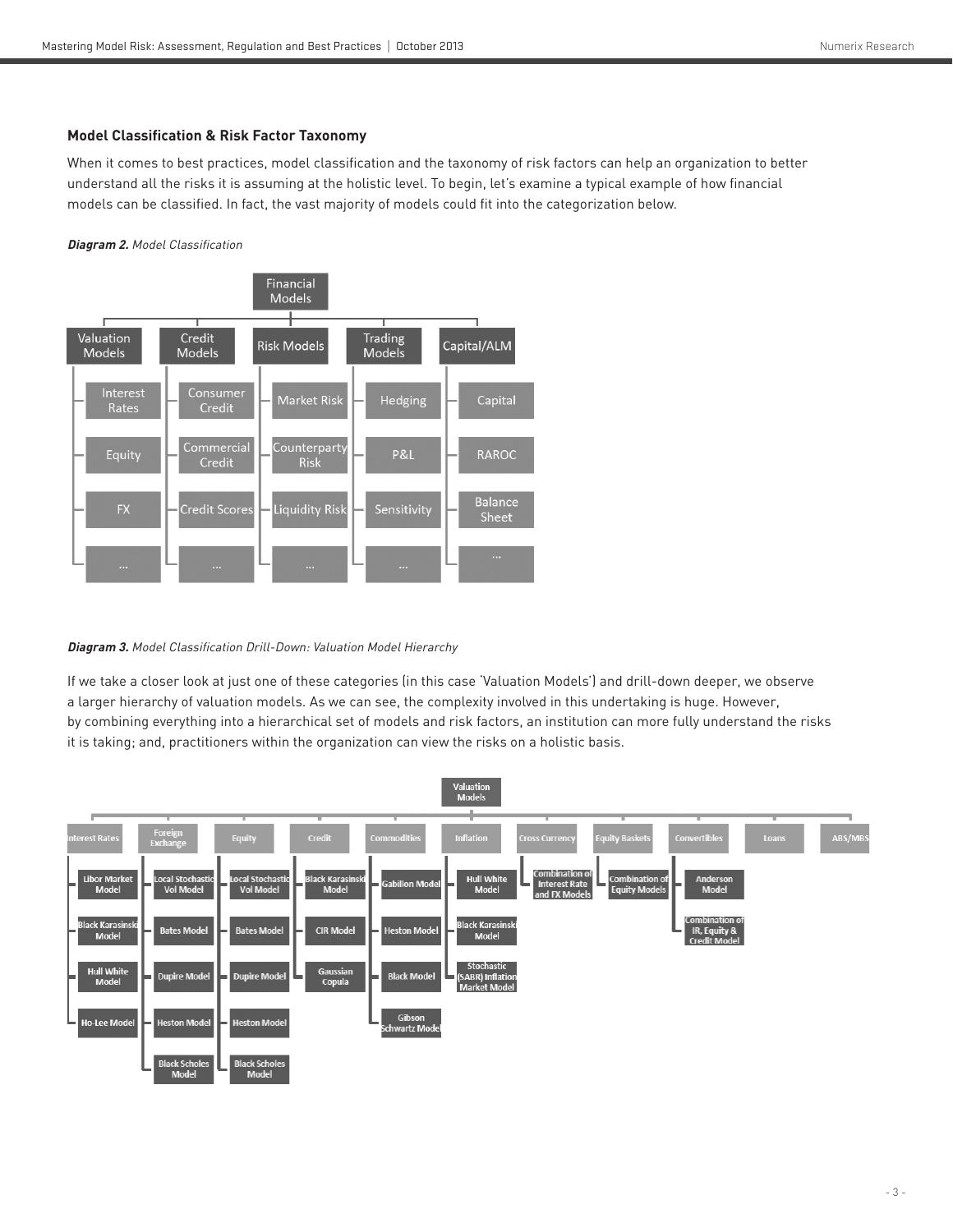### Model Classification & Risk Factor Taxonomy

When it comes to best practices, model classification and the taxonomy of risk factors can help an organization to better understand all the risks it is assuming at the holistic level. To begin, let's examine a typical example of how financial models can be classified. In fact, the vast majority of models could fit into the categorization below.

***Diagram 2.*** *Model Classification*

- Financial Models
  - Valuation Models
    - Interest Rates
    - Equity
    - FX
    - ...
  - Credit Models
    - Consumer Credit
    - Commercial Credit
    - Credit Scores
    - ...
  - Risk Models
    - Market Risk
    - Counterparty Risk
    - Liquidity Risk
    - ...
  - Trading Models
    - Hedging
    - P&L
    - Sensitivity
    - ...
  - Capital/ALM
    - Capital
    - RAROC
    - Balance Sheet
    - ...

***Diagram 3.*** *Model Classification Drill-Down: Valuation Model Hierarchy*

If we take a closer look at just one of these categories (in this case 'Valuation Models') and drill-down deeper, we observe a larger hierarchy of valuation models. As we can see, the complexity involved in this undertaking is huge. However, by combining everything into a hierarchical set of models and risk factors, an institution can more fully understand the risks it is taking; and, practitioners within the organization can view the risks on a holistic basis.

- Valuation Models
  - Interest Rates
    - Libor Market Model
    - Black Karasinski Model
    - Hull White Model
    - Ho-Lee Model
  - Foreign Exchange
    - Local Stochastic Vol Model
    - Bates Model
    - Dupire Model
    - Heston Model
    - Black Scholes Model
  - Equity
    - Local Stochastic Vol Model
    - Bates Model
    - Dupire Model
    - Heston Model
    - Black Scholes Model
  - Credit
    - Black Karasinski Model
    - CIR Model
    - Gaussian Copula
  - Commodities
    - Gabillon Model
    - Heston Model
    - Black Model
    - Gibson Schwartz Model
  - Inflation
    - Hull White Model
    - Black Karasinski Model
    - Stochastic (SABR) Inflation Market Model
  - Cross Currency
    - Combination of Interest Rate and FX Models
  - Equity Baskets
    - Combination of Equity Models
  - Convertibles
    - Anderson Model
    - Combination of IR, Equity & Credit Model
  - Loans
  - ABS/MBS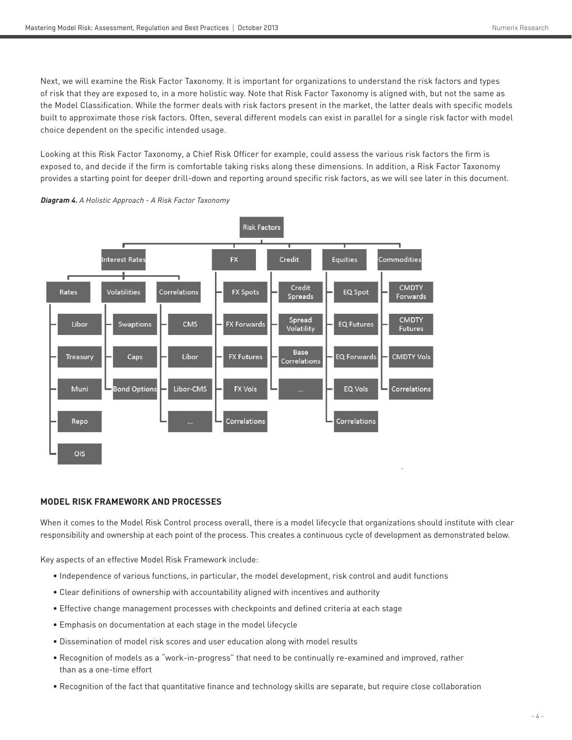Next, we will examine the Risk Factor Taxonomy. It is important for organizations to understand the risk factors and types of risk that they are exposed to, in a more holistic way. Note that Risk Factor Taxonomy is aligned with, but not the same as the Model Classification. While the former deals with risk factors present in the market, the latter deals with specific models built to approximate those risk factors. Often, several different models can exist in parallel for a single risk factor with model choice dependent on the specific intended usage.

Looking at this Risk Factor Taxonomy, a Chief Risk Officer for example, could assess the various risk factors the firm is exposed to, and decide if the firm is comfortable taking risks along these dimensions. In addition, a Risk Factor Taxonomy provides a starting point for deeper drill-down and reporting around specific risk factors, as we will see later in this document.

***Diagram 4.*** *A Holistic Approach - A Risk Factor Taxonomy*

- Risk Factors
  - Interest Rates
    - Rates
      - Libor
      - Treasury
      - Muni
      - Repo
      - OIS
    - Volatilities
      - Swaptions
      - Caps
      - Bond Options
    - Correlations
      - CMS
      - Libor
      - Libor-CMS
      - ...
  - FX
    - FX Spots
    - FX Forwards
    - FX Futures
    - FX Vols
    - Correlations
  - Credit
    - Credit Spreads
    - Spread Volatility
    - Base Correlations
    - ...
  - Equities
    - EQ Spot
    - EQ Futures
    - EQ Forwards
    - EQ Vols
    - Correlations
  - Commodities
    - CMDTY Forwards
    - CMDTY Futures
    - CMDTY Vols
    - Correlations

## MODEL RISK FRAMEWORK AND PROCESSES

When it comes to the Model Risk Control process overall, there is a model lifecycle that organizations should institute with clear responsibility and ownership at each point of the process. This creates a continuous cycle of development as demonstrated below.

Key aspects of an effective Model Risk Framework include:

- Independence of various functions, in particular, the model development, risk control and audit functions
- Clear definitions of ownership with accountability aligned with incentives and authority
- Effective change management processes with checkpoints and defined criteria at each stage
- Emphasis on documentation at each stage in the model lifecycle
- Dissemination of model risk scores and user education along with model results
- Recognition of models as a "work-in-progress" that need to be continually re-examined and improved, rather than as a one-time effort
- Recognition of the fact that quantitative finance and technology skills are separate, but require close collaboration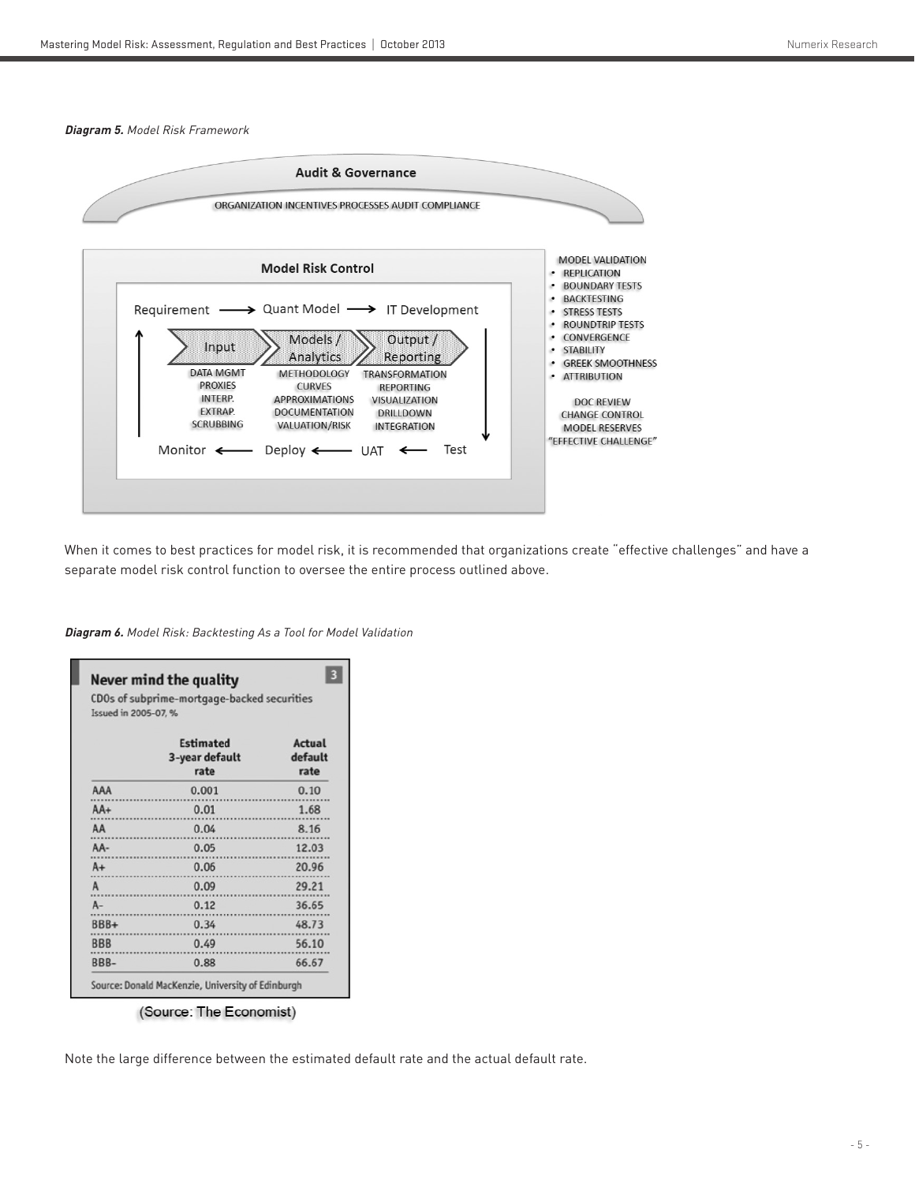***Diagram 5.*** *Model Risk Framework*

**Audit & Governance**

ORGANIZATION INCENTIVES PROCESSES AUDIT COMPLIANCE

**Model Risk Control**

Requirement → Quant Model → IT Development

Input: DATA MGMT, PROXIES, INTERP., EXTRAP., SCRUBBING

Models / Analytics: METHODOLOGY, CURVES, APPROXIMATIONS, DOCUMENTATION, VALUATION/RISK

Output / Reporting: TRANSFORMATION, REPORTING, VISUALIZATION, DRILLDOWN, INTEGRATION

Monitor ← Deploy ← UAT ← Test

MODEL VALIDATION
- REPLICATION
- BOUNDARY TESTS
- BACKTESTING
- STRESS TESTS
- ROUNDTRIP TESTS
- CONVERGENCE
- STABILITY
- GREEK SMOOTHNESS
- ATTRIBUTION

DOC REVIEW
CHANGE CONTROL
MODEL RESERVES
"EFFECTIVE CHALLENGE"

When it comes to best practices for model risk, it is recommended that organizations create "effective challenges" and have a separate model risk control function to oversee the entire process outlined above.

***Diagram 6.*** *Model Risk: Backtesting As a Tool for Model Validation*

**Never mind the quality** 3

CDOs of subprime-mortgage-backed securities
Issued in 2005-07, %

| | Estimated 3-year default rate | Actual default rate |
|---|---|---|
| AAA | 0.001 | 0.10 |
| AA+ | 0.01 | 1.68 |
| AA | 0.04 | 8.16 |
| AA- | 0.05 | 12.03 |
| A+ | 0.06 | 20.96 |
| A | 0.09 | 29.21 |
| A- | 0.12 | 36.65 |
| BBB+ | 0.34 | 48.73 |
| BBB | 0.49 | 56.10 |
| BBB- | 0.88 | 66.67 |

Source: Donald MacKenzie, University of Edinburgh

(Source: The Economist)

Note the large difference between the estimated default rate and the actual default rate.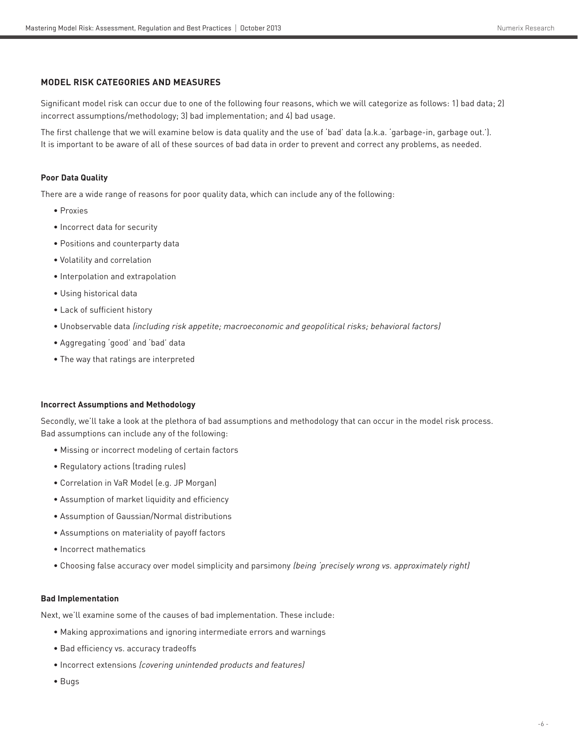## MODEL RISK CATEGORIES AND MEASURES

Significant model risk can occur due to one of the following four reasons, which we will categorize as follows: 1) bad data; 2) incorrect assumptions/methodology; 3) bad implementation; and 4) bad usage.

The first challenge that we will examine below is data quality and the use of 'bad' data (a.k.a. 'garbage-in, garbage out.'). It is important to be aware of all of these sources of bad data in order to prevent and correct any problems, as needed.

### Poor Data Quality

There are a wide range of reasons for poor quality data, which can include any of the following:

- Proxies
- Incorrect data for security
- Positions and counterparty data
- Volatility and correlation
- Interpolation and extrapolation
- Using historical data
- Lack of sufficient history
- Unobservable data *(including risk appetite; macroeconomic and geopolitical risks; behavioral factors)*
- Aggregating 'good' and 'bad' data
- The way that ratings are interpreted

### Incorrect Assumptions and Methodology

Secondly, we'll take a look at the plethora of bad assumptions and methodology that can occur in the model risk process. Bad assumptions can include any of the following:

- Missing or incorrect modeling of certain factors
- Regulatory actions (trading rules)
- Correlation in VaR Model (e.g. JP Morgan)
- Assumption of market liquidity and efficiency
- Assumption of Gaussian/Normal distributions
- Assumptions on materiality of payoff factors
- Incorrect mathematics
- Choosing false accuracy over model simplicity and parsimony *(being 'precisely wrong vs. approximately right)*

### Bad Implementation

Next, we'll examine some of the causes of bad implementation. These include:

- Making approximations and ignoring intermediate errors and warnings
- Bad efficiency vs. accuracy tradeoffs
- Incorrect extensions *(covering unintended products and features)*
- Bugs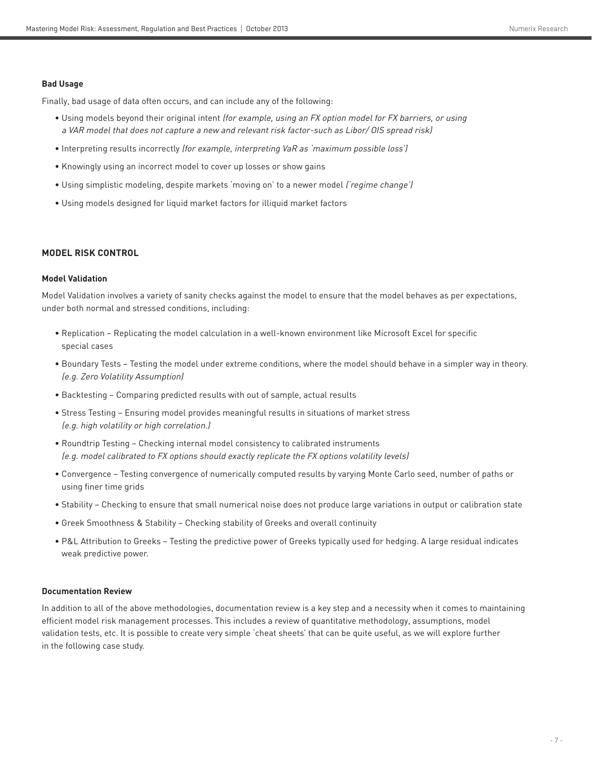**Bad Usage**

Finally, bad usage of data often occurs, and can include any of the following:

- Using models beyond their original intent *(for example, using an FX option model for FX barriers, or using a VAR model that does not capture a new and relevant risk factor-such as Libor/ OIS spread risk)*
- Interpreting results incorrectly *(for example, interpreting VaR as 'maximum possible loss')*
- Knowingly using an incorrect model to cover up losses or show gains
- Using simplistic modeling, despite markets 'moving on' to a newer model *('regime change')*
- Using models designed for liquid market factors for illiquid market factors

## MODEL RISK CONTROL

**Model Validation**

Model Validation involves a variety of sanity checks against the model to ensure that the model behaves as per expectations, under both normal and stressed conditions, including:

- Replication – Replicating the model calculation in a well-known environment like Microsoft Excel for specific special cases
- Boundary Tests – Testing the model under extreme conditions, where the model should behave in a simpler way in theory. *(e.g. Zero Volatility Assumption)*
- Backtesting – Comparing predicted results with out of sample, actual results
- Stress Testing – Ensuring model provides meaningful results in situations of market stress *(e.g. high volatility or high correlation.)*
- Roundtrip Testing – Checking internal model consistency to calibrated instruments *(e.g. model calibrated to FX options should exactly replicate the FX options volatility levels)*
- Convergence – Testing convergence of numerically computed results by varying Monte Carlo seed, number of paths or using finer time grids
- Stability – Checking to ensure that small numerical noise does not produce large variations in output or calibration state
- Greek Smoothness & Stability – Checking stability of Greeks and overall continuity
- P&L Attribution to Greeks – Testing the predictive power of Greeks typically used for hedging. A large residual indicates weak predictive power.

**Documentation Review**

In addition to all of the above methodologies, documentation review is a key step and a necessity when it comes to maintaining efficient model risk management processes. This includes a review of quantitative methodology, assumptions, model validation tests, etc. It is possible to create very simple 'cheat sheets' that can be quite useful, as we will explore further in the following case study.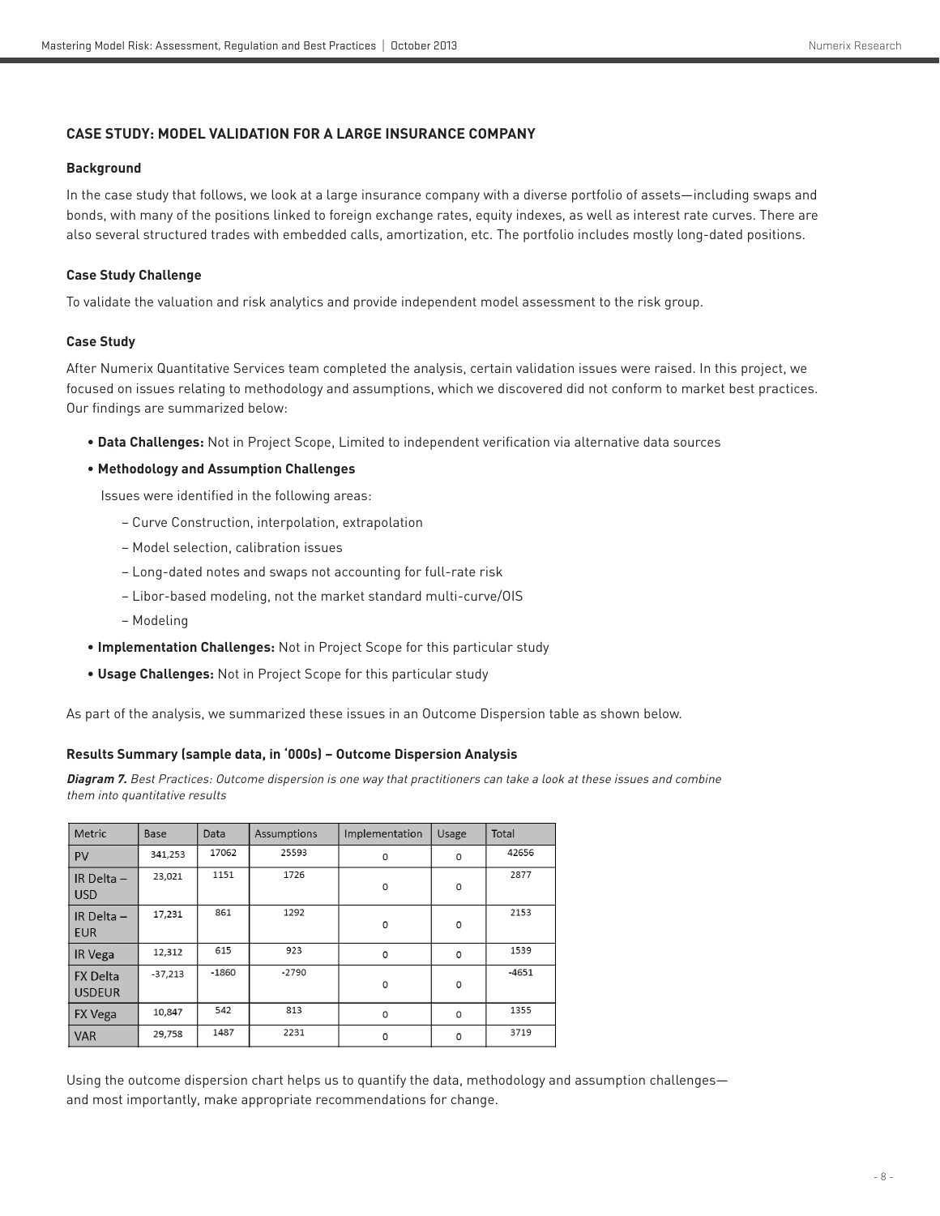## CASE STUDY: MODEL VALIDATION FOR A LARGE INSURANCE COMPANY

### Background

In the case study that follows, we look at a large insurance company with a diverse portfolio of assets—including swaps and bonds, with many of the positions linked to foreign exchange rates, equity indexes, as well as interest rate curves. There are also several structured trades with embedded calls, amortization, etc. The portfolio includes mostly long-dated positions.

### Case Study Challenge

To validate the valuation and risk analytics and provide independent model assessment to the risk group.

### Case Study

After Numerix Quantitative Services team completed the analysis, certain validation issues were raised. In this project, we focused on issues relating to methodology and assumptions, which we discovered did not conform to market best practices. Our findings are summarized below:

- **Data Challenges:** Not in Project Scope, Limited to independent verification via alternative data sources
- **Methodology and Assumption Challenges**

  Issues were identified in the following areas:

  – Curve Construction, interpolation, extrapolation

  – Model selection, calibration issues

  – Long-dated notes and swaps not accounting for full-rate risk

  – Libor-based modeling, not the market standard multi-curve/OIS

  – Modeling
- **Implementation Challenges:** Not in Project Scope for this particular study
- **Usage Challenges:** Not in Project Scope for this particular study

As part of the analysis, we summarized these issues in an Outcome Dispersion table as shown below.

### Results Summary (sample data, in '000s) – Outcome Dispersion Analysis

***Diagram 7.*** *Best Practices: Outcome dispersion is one way that practitioners can take a look at these issues and combine them into quantitative results*

| Metric | Base | Data | Assumptions | Implementation | Usage | Total |
|---|---|---|---|---|---|---|
| PV | 341,253 | 17062 | 25593 | 0 | 0 | 42656 |
| IR Delta – USD | 23,021 | 1151 | 1726 | 0 | 0 | 2877 |
| IR Delta – EUR | 17,231 | 861 | 1292 | 0 | 0 | 2153 |
| IR Vega | 12,312 | 615 | 923 | 0 | 0 | 1539 |
| FX Delta USDEUR | -37,213 | -1860 | -2790 | 0 | 0 | -4651 |
| FX Vega | 10,847 | 542 | 813 | 0 | 0 | 1355 |
| VAR | 29,758 | 1487 | 2231 | 0 | 0 | 3719 |

Using the outcome dispersion chart helps us to quantify the data, methodology and assumption challenges—and most importantly, make appropriate recommendations for change.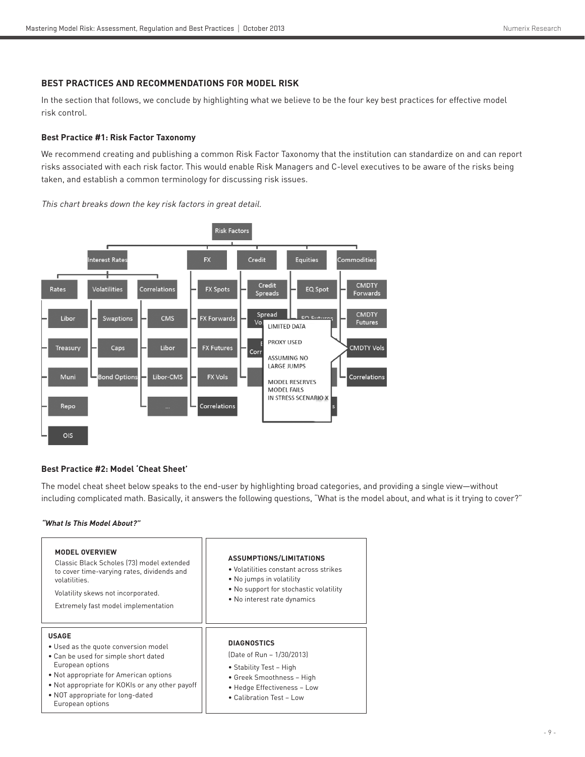## BEST PRACTICES AND RECOMMENDATIONS FOR MODEL RISK

In the section that follows, we conclude by highlighting what we believe to be the four key best practices for effective model risk control.

### Best Practice #1: Risk Factor Taxonomy

We recommend creating and publishing a common Risk Factor Taxonomy that the institution can standardize on and can report risks associated with each risk factor. This would enable Risk Managers and C-level executives to be aware of the risks being taken, and establish a common terminology for discussing risk issues.

*This chart breaks down the key risk factors in great detail.*

- Risk Factors
  - Interest Rates
    - Rates
      - Libor
      - Treasury
      - Muni
      - Repo
      - OIS
    - Volatilities
      - Swaptions
      - Caps
      - Bond Options
    - Correlations
      - CMS
      - Libor
      - Libor-CMS
      - ...
  - FX
    - FX Spots
    - FX Forwards
    - FX Futures
    - FX Vols
    - Correlations
  - Credit
    - Credit Spreads
    - Spread Vo...
    - ... Corr...
  - Equities
    - EQ Spot
    - EQ Futures
  - Commodities
    - CMDTY Forwards
    - CMDTY Futures
    - CMDTY Vols
    - Correlations

CMDTY Vols callout:

LIMITED DATA

PROXY USED

ASSUMING NO LARGE JUMPS

MODEL RESERVES MODEL FAILS IN STRESS SCENARIO X

### Best Practice #2: Model 'Cheat Sheet'

The model cheat sheet below speaks to the end-user by highlighting broad categories, and providing a single view—without including complicated math. Basically, it answers the following questions, "What is the model about, and what is it trying to cover?"

***"What Is This Model About?"***

**MODEL OVERVIEW**

Classic Black Scholes (73) model extended to cover time-varying rates, dividends and volatilities.

Volatility skews not incorporated.

Extremely fast model implementation

**ASSUMPTIONS/LIMITATIONS**

- Volatilities constant across strikes
- No jumps in volatility
- No support for stochastic volatility
- No interest rate dynamics

**USAGE**

- Used as the quote conversion model
- Can be used for simple short dated European options
- Not appropriate for American options
- Not appropriate for KOKIs or any other payoff
- NOT appropriate for long-dated European options

**DIAGNOSTICS**

(Date of Run – 1/30/2013)

- Stability Test – High
- Greek Smoothness – High
- Hedge Effectiveness – Low
- Calibration Test – Low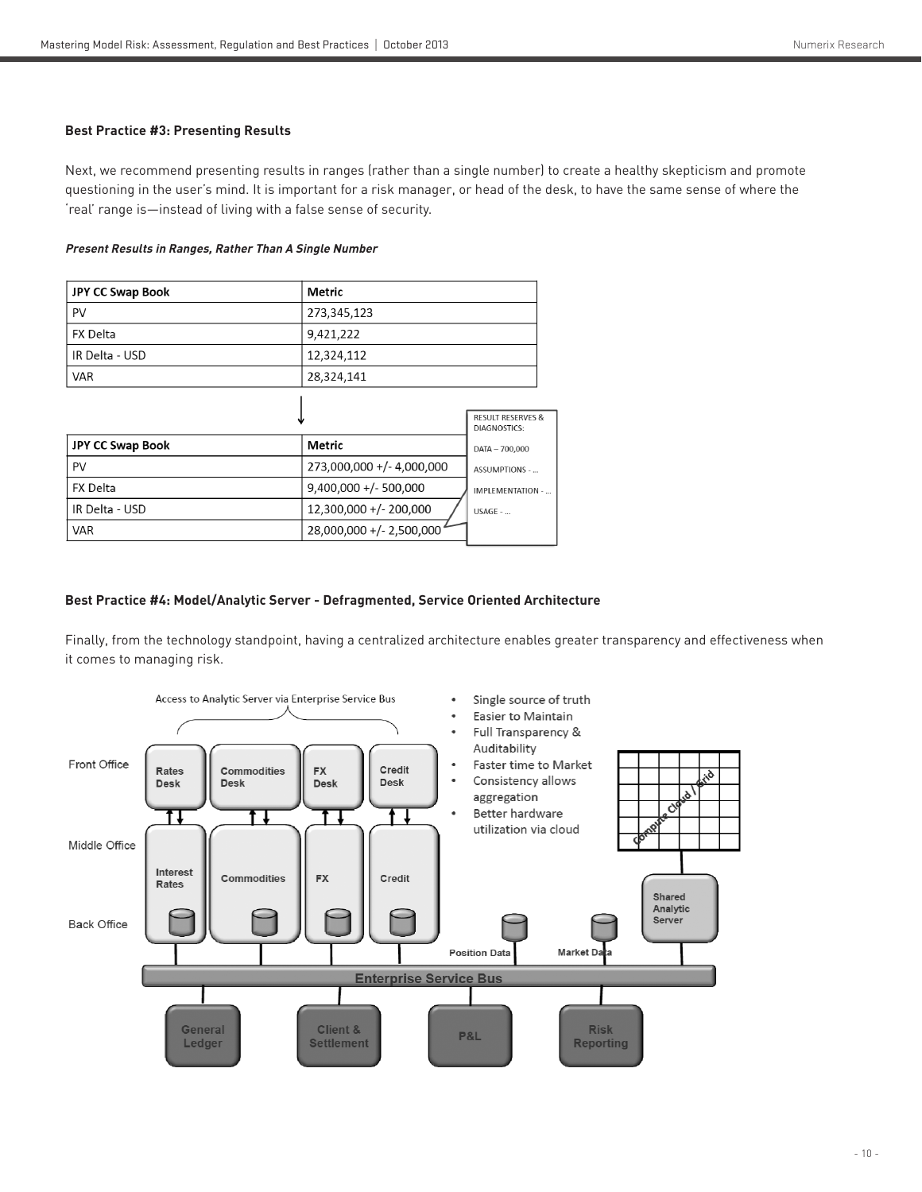### Best Practice #3: Presenting Results

Next, we recommend presenting results in ranges (rather than a single number) to create a healthy skepticism and promote questioning in the user's mind. It is important for a risk manager, or head of the desk, to have the same sense of where the 'real' range is—instead of living with a false sense of security.

***Present Results in Ranges, Rather Than A Single Number***

| JPY CC Swap Book | Metric |
| --- | --- |
| PV | 273,345,123 |
| FX Delta | 9,421,222 |
| IR Delta - USD | 12,324,112 |
| VAR | 28,324,141 |

↓

| JPY CC Swap Book | Metric |
| --- | --- |
| PV | 273,000,000 +/- 4,000,000 |
| FX Delta | 9,400,000 +/- 500,000 |
| IR Delta - USD | 12,300,000 +/- 200,000 |
| VAR | 28,000,000 +/- 2,500,000 |

RESULT RESERVES & DIAGNOSTICS:

DATA – 700,000

ASSUMPTIONS - ...

IMPLEMENTATION - ...

USAGE - ...

### Best Practice #4: Model/Analytic Server - Defragmented, Service Oriented Architecture

Finally, from the technology standpoint, having a centralized architecture enables greater transparency and effectiveness when it comes to managing risk.

Access to Analytic Server via Enterprise Service Bus

- Single source of truth
- Easier to Maintain
- Full Transparency & Auditability
- Faster time to Market
- Consistency allows aggregation
- Better hardware utilization via cloud

Front Office: Rates Desk, Commodities Desk, FX Desk, Credit Desk

Middle Office / Back Office: Interest Rates, Commodities, FX, Credit

Compute Cloud / Grid

Shared Analytic Server

Position Data

Market Data

Enterprise Service Bus

General Ledger | Client & Settlement | P&L | Risk Reporting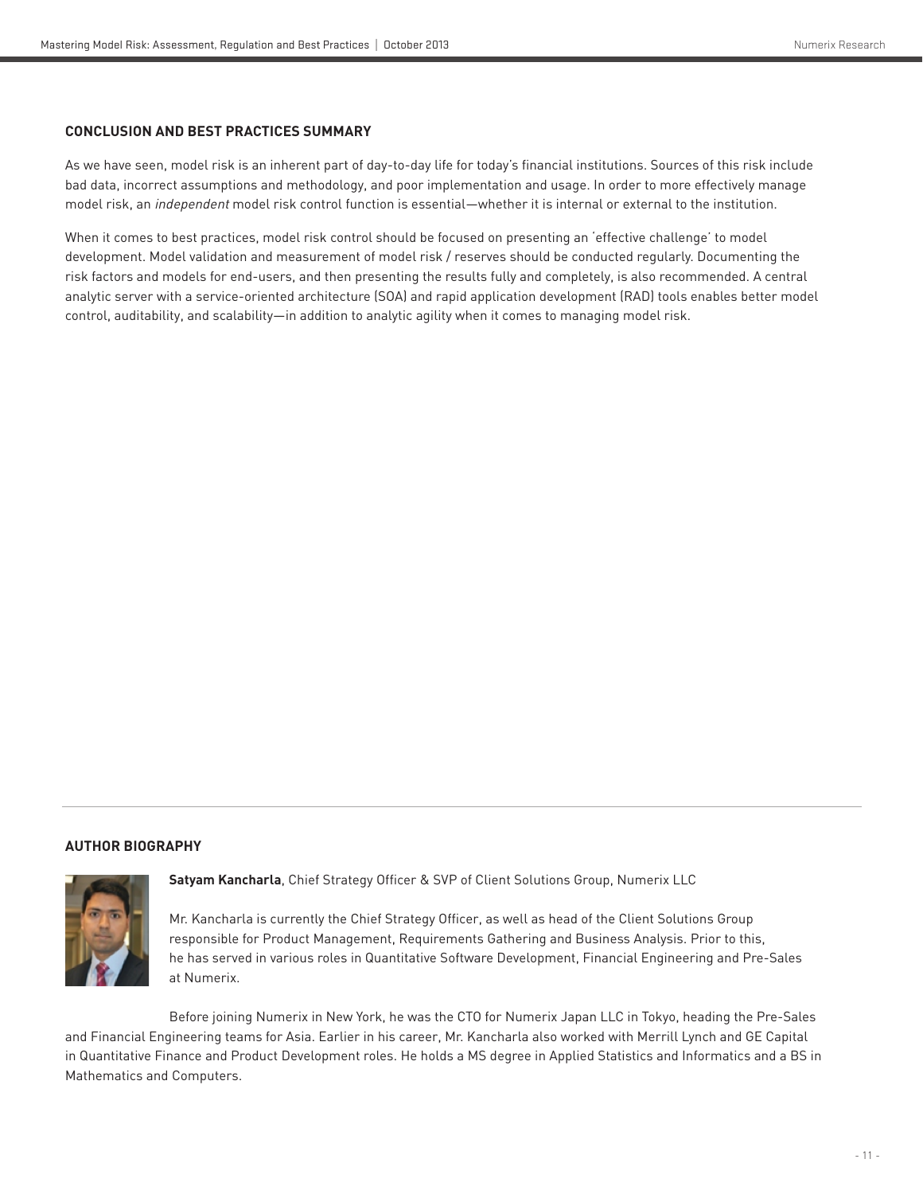## CONCLUSION AND BEST PRACTICES SUMMARY

As we have seen, model risk is an inherent part of day-to-day life for today's financial institutions. Sources of this risk include bad data, incorrect assumptions and methodology, and poor implementation and usage. In order to more effectively manage model risk, an *independent* model risk control function is essential—whether it is internal or external to the institution.

When it comes to best practices, model risk control should be focused on presenting an 'effective challenge' to model development. Model validation and measurement of model risk / reserves should be conducted regularly. Documenting the risk factors and models for end-users, and then presenting the results fully and completely, is also recommended. A central analytic server with a service-oriented architecture (SOA) and rapid application development (RAD) tools enables better model control, auditability, and scalability—in addition to analytic agility when it comes to managing model risk.

---

## AUTHOR BIOGRAPHY

**Satyam Kancharla**, Chief Strategy Officer & SVP of Client Solutions Group, Numerix LLC

Mr. Kancharla is currently the Chief Strategy Officer, as well as head of the Client Solutions Group responsible for Product Management, Requirements Gathering and Business Analysis. Prior to this, he has served in various roles in Quantitative Software Development, Financial Engineering and Pre-Sales at Numerix.

Before joining Numerix in New York, he was the CTO for Numerix Japan LLC in Tokyo, heading the Pre-Sales and Financial Engineering teams for Asia. Earlier in his career, Mr. Kancharla also worked with Merrill Lynch and GE Capital in Quantitative Finance and Product Development roles. He holds a MS degree in Applied Statistics and Informatics and a BS in Mathematics and Computers.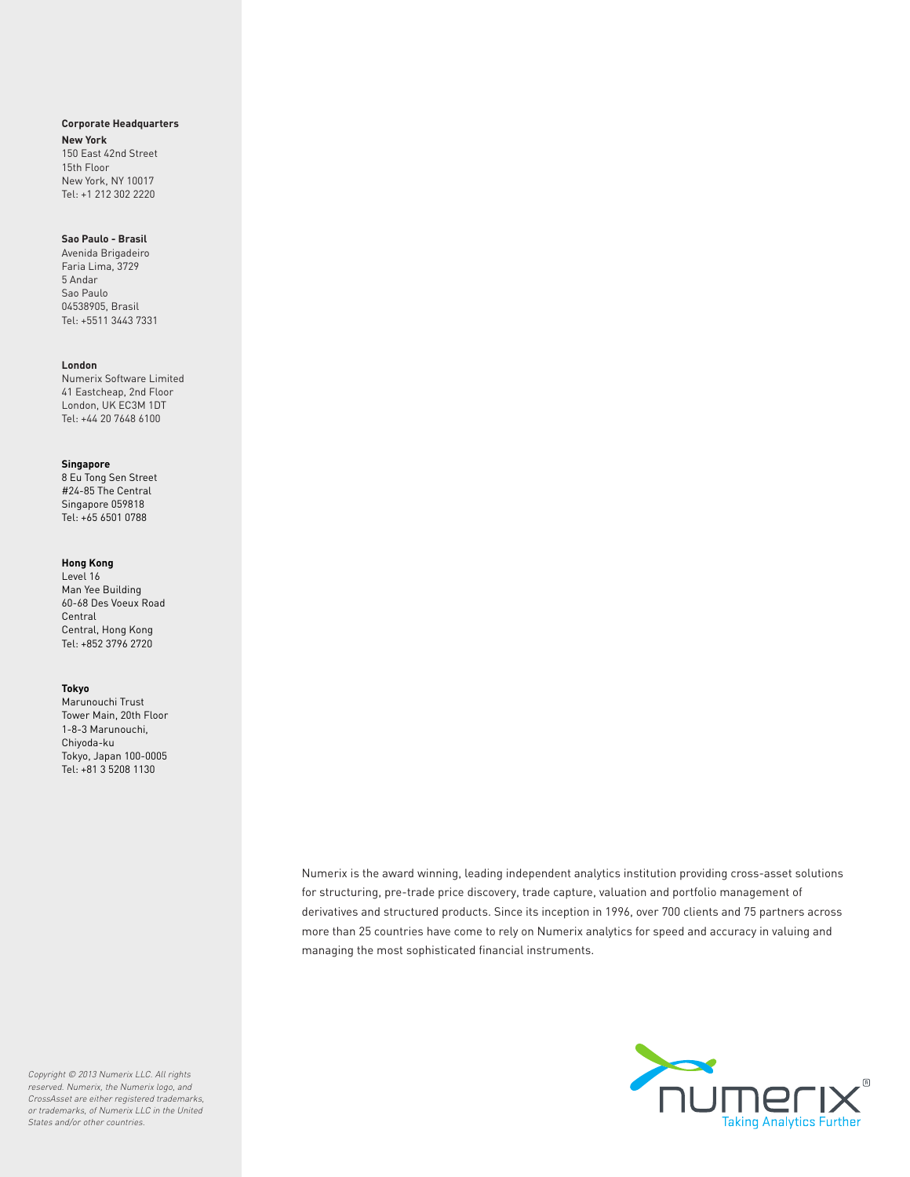**Corporate Headquarters**

**New York**
150 East 42nd Street
15th Floor
New York, NY 10017
Tel: +1 212 302 2220

**Sao Paulo - Brasil**
Avenida Brigadeiro
Faria Lima, 3729
5 Andar
Sao Paulo
04538905, Brasil
Tel: +5511 3443 7331

**London**
Numerix Software Limited
41 Eastcheap, 2nd Floor
London, UK EC3M 1DT
Tel: +44 20 7648 6100

**Singapore**
8 Eu Tong Sen Street
#24-85 The Central
Singapore 059818
Tel: +65 6501 0788

**Hong Kong**
Level 16
Man Yee Building
60-68 Des Voeux Road
Central
Central, Hong Kong
Tel: +852 3796 2720

**Tokyo**
Marunouchi Trust
Tower Main, 20th Floor
1-8-3 Marunouchi,
Chiyoda-ku
Tokyo, Japan 100-0005
Tel: +81 3 5208 1130

Numerix is the award winning, leading independent analytics institution providing cross-asset solutions for structuring, pre-trade price discovery, trade capture, valuation and portfolio management of derivatives and structured products. Since its inception in 1996, over 700 clients and 75 partners across more than 25 countries have come to rely on Numerix analytics for speed and accuracy in valuing and managing the most sophisticated financial instruments.

*Copyright © 2013 Numerix LLC. All rights reserved. Numerix, the Numerix logo, and CrossAsset are either registered trademarks, or trademarks, of Numerix LLC in the United States and/or other countries.*

numerix®
Taking Analytics Further